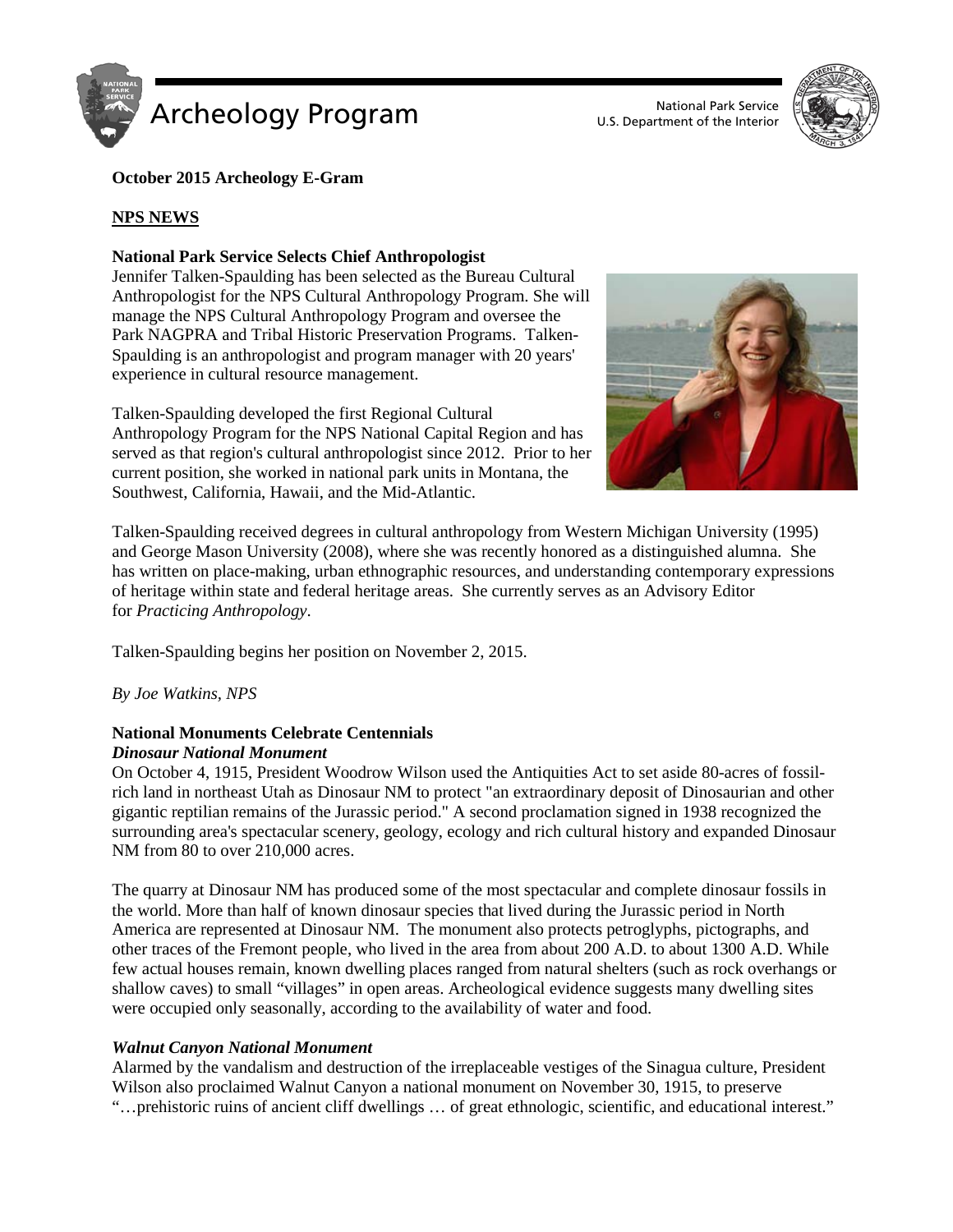**October 2015 Archeology E-Gram**

**NPS NEWS**

**National Park Service Selects Chief Anthropologist**

Jennifer Talken-Spaulding has been selected as the Bureau Cultural Anthropologist for the NPS Cultural Anthropology Program. She will manage the NPS Cultural Anthropology Program and oversee the Park NAGPRA and Tribal Historic Preservation Programs. Talken-Spaulding is an anthropologist and program manager with 20 years' experience in cultural resource management.

Talken-Spaulding developed the first Regional Cultural Anthropology Program for the NPS National Capital Region and has served as that region's cultural anthropologist since 2012. Prior to her current position, she worked in national park units in Montana, the Southwest, California, Hawaii, and the Mid-Atlantic.

Talken-Spaulding received degrees in cultural anthropology from Western Michigan University (1995) and George Mason University (2008), where she was recently honored as a distinguished alumna. She has written on place-making, urban ethnographic resources, and understanding contemporary expressions of heritage within state and federal heritage areas. She currently serves as an Advisory Editor for *Practicing Anthropology*.

Talken-Spaulding begins her position on November 2, 2015.

*By Joe Watkins, NPS*

**National Monuments Celebrate Centennials**

***Dinosaur National Monument***

On October 4, 1915, President Woodrow Wilson used the Antiquities Act to set aside 80-acres of fossil-rich land in northeast Utah as Dinosaur NM to protect "an extraordinary deposit of Dinosaurian and other gigantic reptilian remains of the Jurassic period." A second proclamation signed in 1938 recognized the surrounding area's spectacular scenery, geology, ecology and rich cultural history and expanded Dinosaur NM from 80 to over 210,000 acres.

The quarry at Dinosaur NM has produced some of the most spectacular and complete dinosaur fossils in the world. More than half of known dinosaur species that lived during the Jurassic period in North America are represented at Dinosaur NM. The monument also protects petroglyphs, pictographs, and other traces of the Fremont people, who lived in the area from about 200 A.D. to about 1300 A.D. While few actual houses remain, known dwelling places ranged from natural shelters (such as rock overhangs or shallow caves) to small "villages" in open areas. Archeological evidence suggests many dwelling sites were occupied only seasonally, according to the availability of water and food.

***Walnut Canyon National Monument***

Alarmed by the vandalism and destruction of the irreplaceable vestiges of the Sinagua culture, President Wilson also proclaimed Walnut Canyon a national monument on November 30, 1915, to preserve "…prehistoric ruins of ancient cliff dwellings … of great ethnologic, scientific, and educational interest."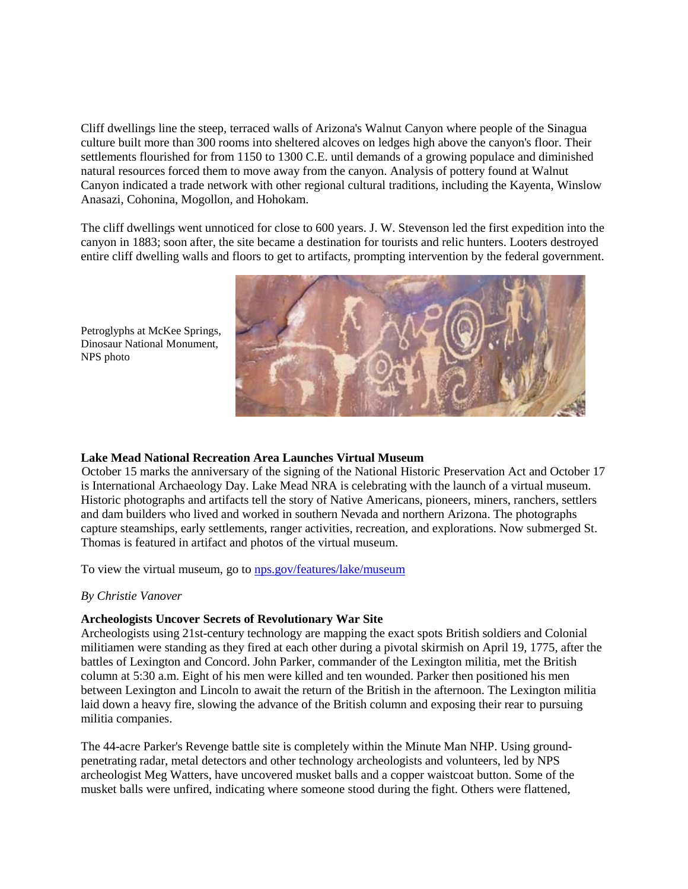Cliff dwellings line the steep, terraced walls of Arizona's Walnut Canyon where people of the Sinagua culture built more than 300 rooms into sheltered alcoves on ledges high above the canyon's floor. Their settlements flourished for from 1150 to 1300 C.E. until demands of a growing populace and diminished natural resources forced them to move away from the canyon. Analysis of pottery found at Walnut Canyon indicated a trade network with other regional cultural traditions, including the Kayenta, Winslow Anasazi, Cohonina, Mogollon, and Hohokam.

The cliff dwellings went unnoticed for close to 600 years. J. W. Stevenson led the first expedition into the canyon in 1883; soon after, the site became a destination for tourists and relic hunters. Looters destroyed entire cliff dwelling walls and floors to get to artifacts, prompting intervention by the federal government.

Petroglyphs at McKee Springs, Dinosaur National Monument, NPS photo

**Lake Mead National Recreation Area Launches Virtual Museum**

October 15 marks the anniversary of the signing of the National Historic Preservation Act and October 17 is International Archaeology Day. Lake Mead NRA is celebrating with the launch of a virtual museum. Historic photographs and artifacts tell the story of Native Americans, pioneers, miners, ranchers, settlers and dam builders who lived and worked in southern Nevada and northern Arizona. The photographs capture steamships, early settlements, ranger activities, recreation, and explorations. Now submerged St. Thomas is featured in artifact and photos of the virtual museum.

To view the virtual museum, go to [nps.gov/features/lake/museum](nps.gov/features/lake/museum)

*By Christie Vanover*

**Archeologists Uncover Secrets of Revolutionary War Site**

Archeologists using 21st-century technology are mapping the exact spots British soldiers and Colonial militiamen were standing as they fired at each other during a pivotal skirmish on April 19, 1775, after the battles of Lexington and Concord. John Parker, commander of the Lexington militia, met the British column at 5:30 a.m. Eight of his men were killed and ten wounded. Parker then positioned his men between Lexington and Lincoln to await the return of the British in the afternoon. The Lexington militia laid down a heavy fire, slowing the advance of the British column and exposing their rear to pursuing militia companies.

The 44-acre Parker's Revenge battle site is completely within the Minute Man NHP. Using ground-penetrating radar, metal detectors and other technology archeologists and volunteers, led by NPS archeologist Meg Watters, have uncovered musket balls and a copper waistcoat button. Some of the musket balls were unfired, indicating where someone stood during the fight. Others were flattened,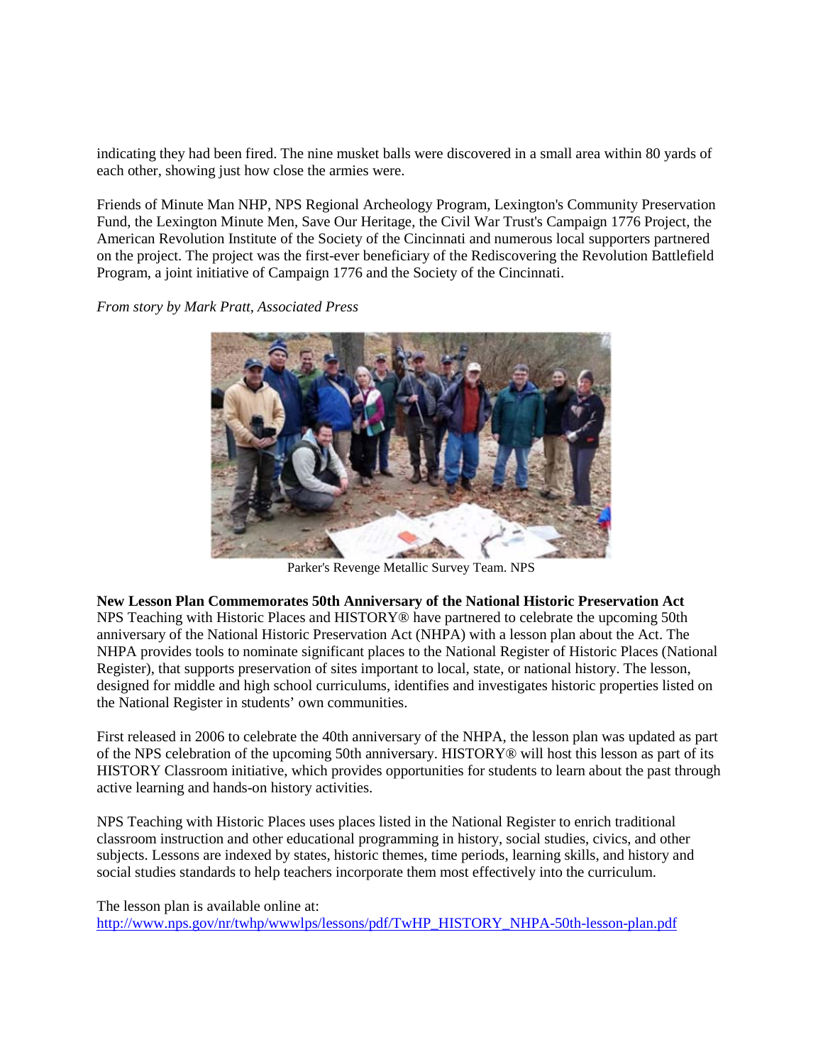indicating they had been fired. The nine musket balls were discovered in a small area within 80 yards of each other, showing just how close the armies were.

Friends of Minute Man NHP, NPS Regional Archeology Program, Lexington's Community Preservation Fund, the Lexington Minute Men, Save Our Heritage, the Civil War Trust's Campaign 1776 Project, the American Revolution Institute of the Society of the Cincinnati and numerous local supporters partnered on the project. The project was the first-ever beneficiary of the Rediscovering the Revolution Battlefield Program, a joint initiative of Campaign 1776 and the Society of the Cincinnati.

*From story by Mark Pratt, Associated Press*

Parker's Revenge Metallic Survey Team. NPS

**New Lesson Plan Commemorates 50th Anniversary of the National Historic Preservation Act**

NPS Teaching with Historic Places and HISTORY® have partnered to celebrate the upcoming 50th anniversary of the National Historic Preservation Act (NHPA) with a lesson plan about the Act. The NHPA provides tools to nominate significant places to the National Register of Historic Places (National Register), that supports preservation of sites important to local, state, or national history. The lesson, designed for middle and high school curriculums, identifies and investigates historic properties listed on the National Register in students' own communities.

First released in 2006 to celebrate the 40th anniversary of the NHPA, the lesson plan was updated as part of the NPS celebration of the upcoming 50th anniversary. HISTORY® will host this lesson as part of its HISTORY Classroom initiative, which provides opportunities for students to learn about the past through active learning and hands-on history activities.

NPS Teaching with Historic Places uses places listed in the National Register to enrich traditional classroom instruction and other educational programming in history, social studies, civics, and other subjects. Lessons are indexed by states, historic themes, time periods, learning skills, and history and social studies standards to help teachers incorporate them most effectively into the curriculum.

The lesson plan is available online at:
http://www.nps.gov/nr/twhp/wwwlps/lessons/pdf/TwHP_HISTORY_NHPA-50th-lesson-plan.pdf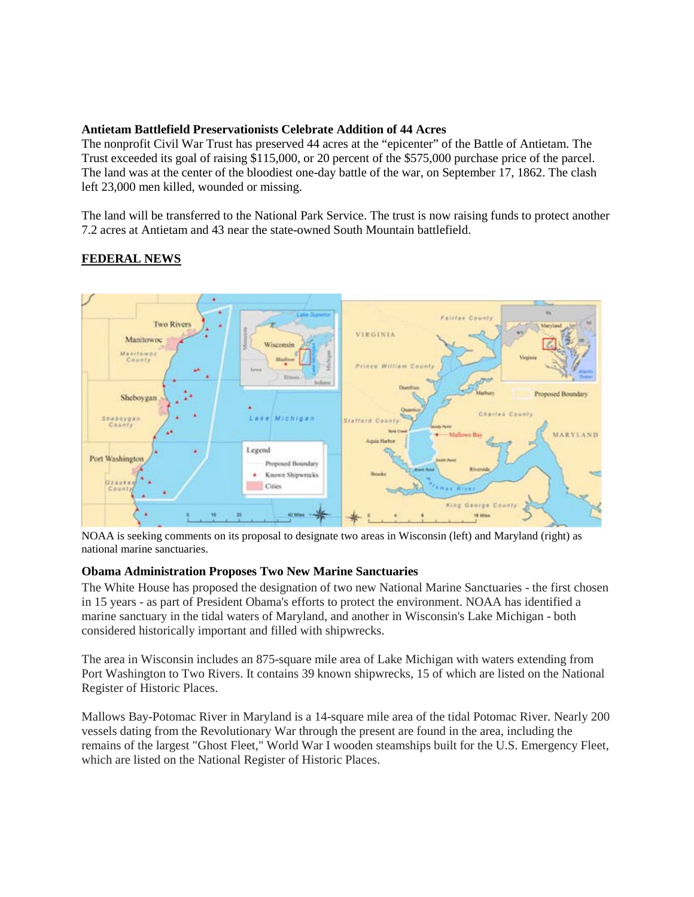**Antietam Battlefield Preservationists Celebrate Addition of 44 Acres**

The nonprofit Civil War Trust has preserved 44 acres at the "epicenter" of the Battle of Antietam. The Trust exceeded its goal of raising $115,000, or 20 percent of the $575,000 purchase price of the parcel. The land was at the center of the bloodiest one-day battle of the war, on September 17, 1862. The clash left 23,000 men killed, wounded or missing.

The land will be transferred to the National Park Service. The trust is now raising funds to protect another 7.2 acres at Antietam and 43 near the state-owned South Mountain battlefield.

## FEDERAL NEWS

NOAA is seeking comments on its proposal to designate two areas in Wisconsin (left) and Maryland (right) as national marine sanctuaries.

**Obama Administration Proposes Two New Marine Sanctuaries**

The White House has proposed the designation of two new National Marine Sanctuaries - the first chosen in 15 years - as part of President Obama's efforts to protect the environment. NOAA has identified a marine sanctuary in the tidal waters of Maryland, and another in Wisconsin's Lake Michigan - both considered historically important and filled with shipwrecks.

The area in Wisconsin includes an 875-square mile area of Lake Michigan with waters extending from Port Washington to Two Rivers. It contains 39 known shipwrecks, 15 of which are listed on the National Register of Historic Places.

Mallows Bay-Potomac River in Maryland is a 14-square mile area of the tidal Potomac River. Nearly 200 vessels dating from the Revolutionary War through the present are found in the area, including the remains of the largest "Ghost Fleet," World War I wooden steamships built for the U.S. Emergency Fleet, which are listed on the National Register of Historic Places.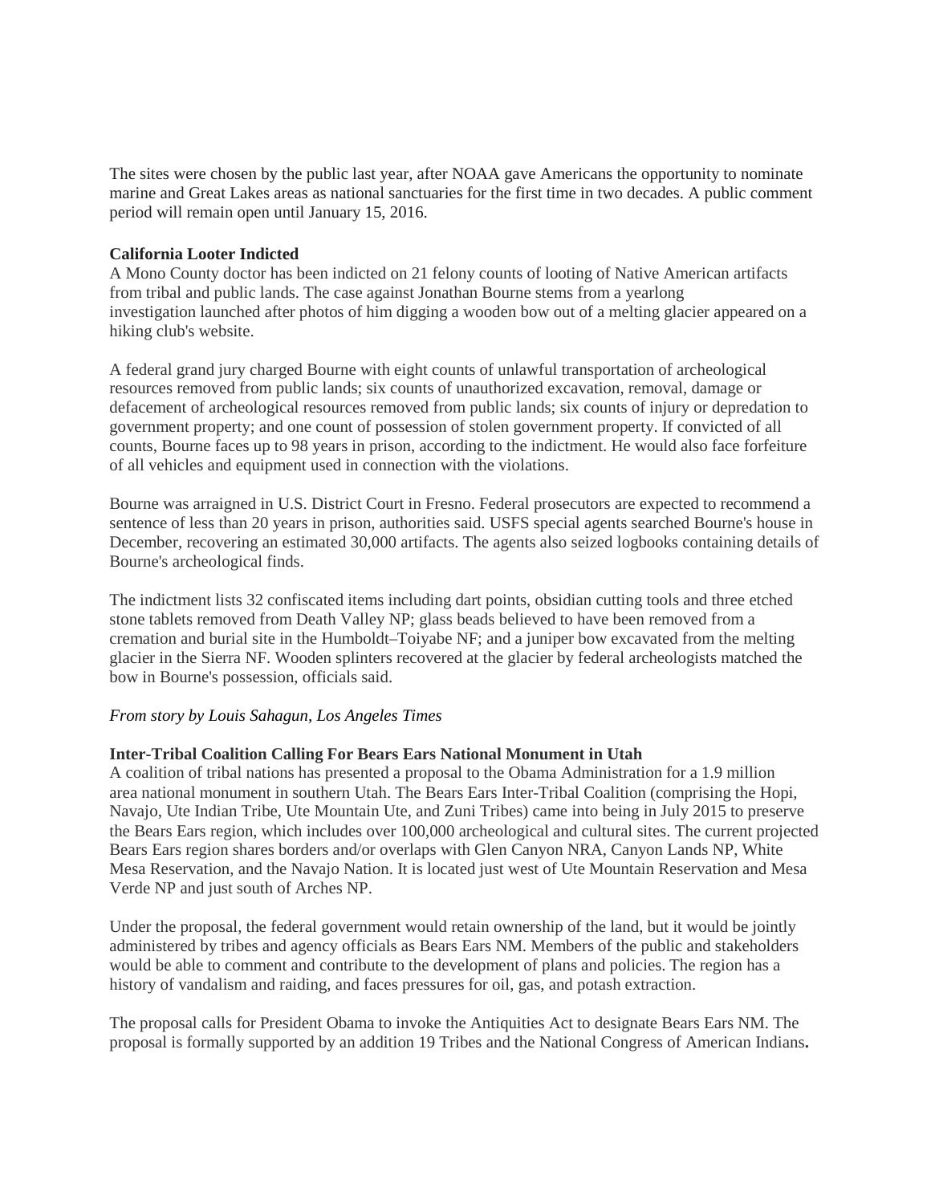The sites were chosen by the public last year, after NOAA gave Americans the opportunity to nominate marine and Great Lakes areas as national sanctuaries for the first time in two decades. A public comment period will remain open until January 15, 2016.

**California Looter Indicted**

A Mono County doctor has been indicted on 21 felony counts of looting of Native American artifacts from tribal and public lands. The case against Jonathan Bourne stems from a yearlong investigation launched after photos of him digging a wooden bow out of a melting glacier appeared on a hiking club's website.

A federal grand jury charged Bourne with eight counts of unlawful transportation of archeological resources removed from public lands; six counts of unauthorized excavation, removal, damage or defacement of archeological resources removed from public lands; six counts of injury or depredation to government property; and one count of possession of stolen government property. If convicted of all counts, Bourne faces up to 98 years in prison, according to the indictment. He would also face forfeiture of all vehicles and equipment used in connection with the violations.

Bourne was arraigned in U.S. District Court in Fresno. Federal prosecutors are expected to recommend a sentence of less than 20 years in prison, authorities said. USFS special agents searched Bourne's house in December, recovering an estimated 30,000 artifacts. The agents also seized logbooks containing details of Bourne's archeological finds.

The indictment lists 32 confiscated items including dart points, obsidian cutting tools and three etched stone tablets removed from Death Valley NP; glass beads believed to have been removed from a cremation and burial site in the Humboldt–Toiyabe NF; and a juniper bow excavated from the melting glacier in the Sierra NF. Wooden splinters recovered at the glacier by federal archeologists matched the bow in Bourne's possession, officials said.

*From story by Louis Sahagun, Los Angeles Times*

**Inter-Tribal Coalition Calling For Bears Ears National Monument in Utah**

A coalition of tribal nations has presented a proposal to the Obama Administration for a 1.9 million area national monument in southern Utah. The Bears Ears Inter-Tribal Coalition (comprising the Hopi, Navajo, Ute Indian Tribe, Ute Mountain Ute, and Zuni Tribes) came into being in July 2015 to preserve the Bears Ears region, which includes over 100,000 archeological and cultural sites. The current projected Bears Ears region shares borders and/or overlaps with Glen Canyon NRA, Canyon Lands NP, White Mesa Reservation, and the Navajo Nation. It is located just west of Ute Mountain Reservation and Mesa Verde NP and just south of Arches NP.

Under the proposal, the federal government would retain ownership of the land, but it would be jointly administered by tribes and agency officials as Bears Ears NM. Members of the public and stakeholders would be able to comment and contribute to the development of plans and policies. The region has a history of vandalism and raiding, and faces pressures for oil, gas, and potash extraction.

The proposal calls for President Obama to invoke the Antiquities Act to designate Bears Ears NM. The proposal is formally supported by an addition 19 Tribes and the National Congress of American Indians**.**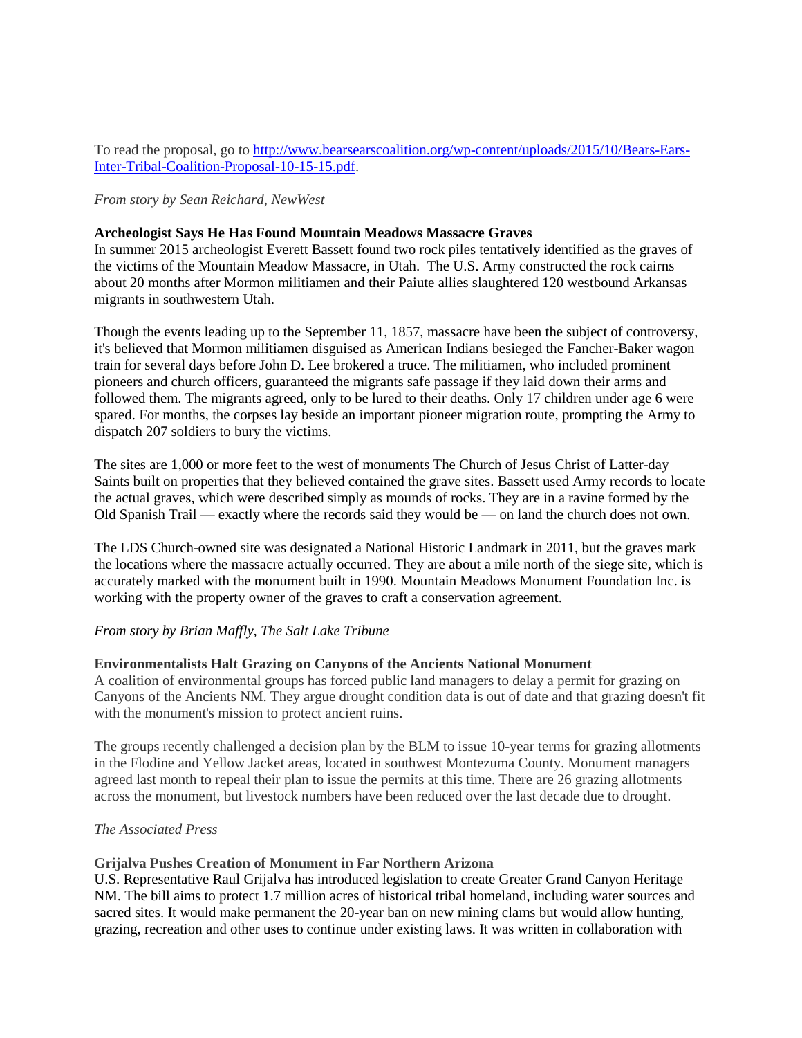To read the proposal, go to [http://www.bearsearscoalition.org/wp-content/uploads/2015/10/Bears-Ears-Inter-Tribal-Coalition-Proposal-10-15-15.pdf](http://www.bearsearscoalition.org/wp-content/uploads/2015/10/Bears-Ears-Inter-Tribal-Coalition-Proposal-10-15-15.pdf).

*From story by Sean Reichard, NewWest*

**Archeologist Says He Has Found Mountain Meadows Massacre Graves**
In summer 2015 archeologist Everett Bassett found two rock piles tentatively identified as the graves of the victims of the Mountain Meadow Massacre, in Utah. The U.S. Army constructed the rock cairns about 20 months after Mormon militiamen and their Paiute allies slaughtered 120 westbound Arkansas migrants in southwestern Utah.

Though the events leading up to the September 11, 1857, massacre have been the subject of controversy, it's believed that Mormon militiamen disguised as American Indians besieged the Fancher-Baker wagon train for several days before John D. Lee brokered a truce. The militiamen, who included prominent pioneers and church officers, guaranteed the migrants safe passage if they laid down their arms and followed them. The migrants agreed, only to be lured to their deaths. Only 17 children under age 6 were spared. For months, the corpses lay beside an important pioneer migration route, prompting the Army to dispatch 207 soldiers to bury the victims.

The sites are 1,000 or more feet to the west of monuments The Church of Jesus Christ of Latter-day Saints built on properties that they believed contained the grave sites. Bassett used Army records to locate the actual graves, which were described simply as mounds of rocks. They are in a ravine formed by the Old Spanish Trail — exactly where the records said they would be — on land the church does not own.

The LDS Church-owned site was designated a National Historic Landmark in 2011, but the graves mark the locations where the massacre actually occurred. They are about a mile north of the siege site, which is accurately marked with the monument built in 1990. Mountain Meadows Monument Foundation Inc. is working with the property owner of the graves to craft a conservation agreement.

*From story by Brian Maffly, The Salt Lake Tribune*

**Environmentalists Halt Grazing on Canyons of the Ancients National Monument**
A coalition of environmental groups has forced public land managers to delay a permit for grazing on Canyons of the Ancients NM. They argue drought condition data is out of date and that grazing doesn't fit with the monument's mission to protect ancient ruins.

The groups recently challenged a decision plan by the BLM to issue 10-year terms for grazing allotments in the Flodine and Yellow Jacket areas, located in southwest Montezuma County. Monument managers agreed last month to repeal their plan to issue the permits at this time. There are 26 grazing allotments across the monument, but livestock numbers have been reduced over the last decade due to drought.

*The Associated Press*

**Grijalva Pushes Creation of Monument in Far Northern Arizona**
U.S. Representative Raul Grijalva has introduced legislation to create Greater Grand Canyon Heritage NM. The bill aims to protect 1.7 million acres of historical tribal homeland, including water sources and sacred sites. It would make permanent the 20-year ban on new mining clams but would allow hunting, grazing, recreation and other uses to continue under existing laws. It was written in collaboration with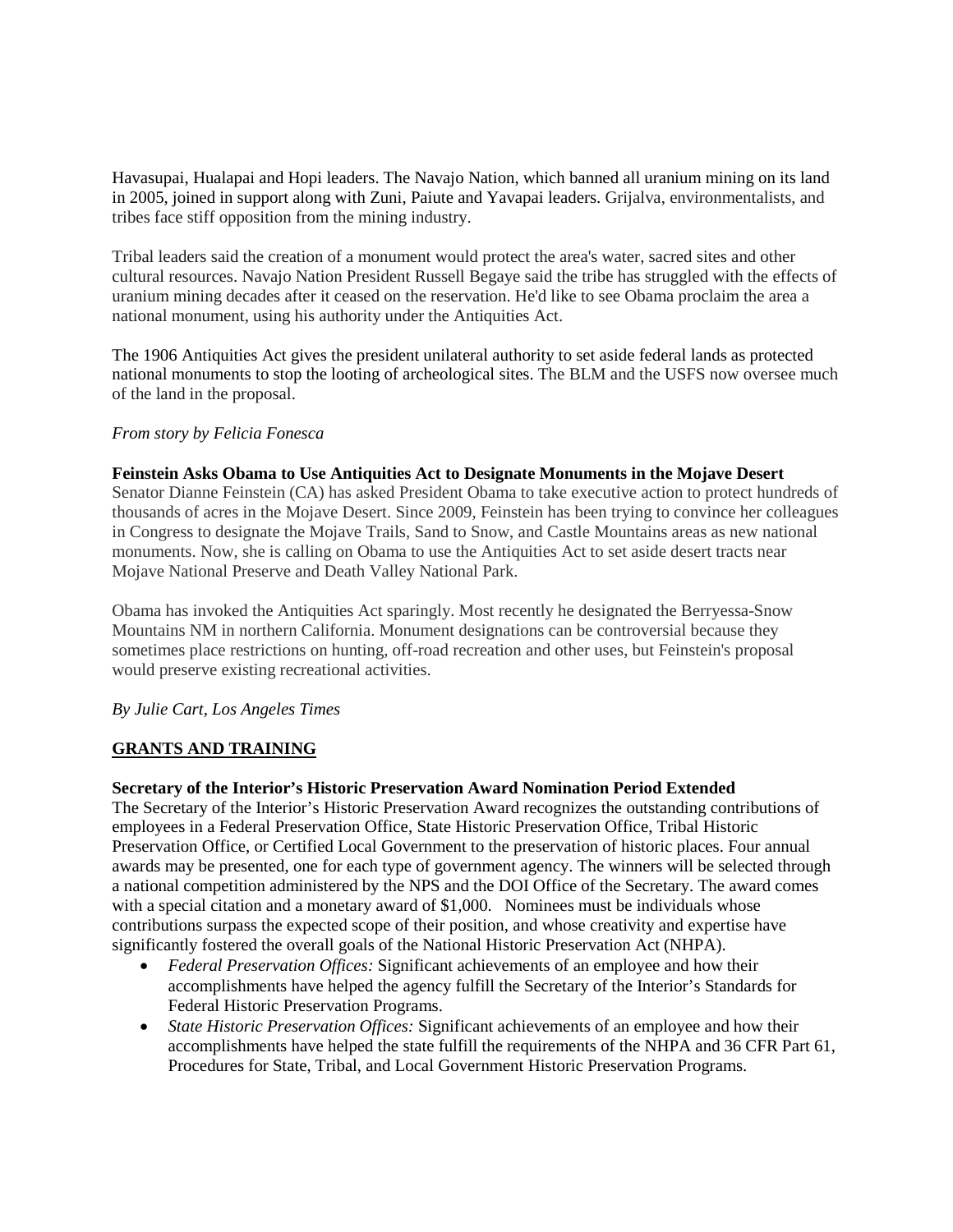Havasupai, Hualapai and Hopi leaders. The Navajo Nation, which banned all uranium mining on its land in 2005, joined in support along with Zuni, Paiute and Yavapai leaders. Grijalva, environmentalists, and tribes face stiff opposition from the mining industry.

Tribal leaders said the creation of a monument would protect the area's water, sacred sites and other cultural resources. Navajo Nation President Russell Begaye said the tribe has struggled with the effects of uranium mining decades after it ceased on the reservation. He'd like to see Obama proclaim the area a national monument, using his authority under the Antiquities Act.

The 1906 Antiquities Act gives the president unilateral authority to set aside federal lands as protected national monuments to stop the looting of archeological sites. The BLM and the USFS now oversee much of the land in the proposal.

*From story by Felicia Fonesca*

**Feinstein Asks Obama to Use Antiquities Act to Designate Monuments in the Mojave Desert**
Senator Dianne Feinstein (CA) has asked President Obama to take executive action to protect hundreds of thousands of acres in the Mojave Desert. Since 2009, Feinstein has been trying to convince her colleagues in Congress to designate the Mojave Trails, Sand to Snow, and Castle Mountains areas as new national monuments. Now, she is calling on Obama to use the Antiquities Act to set aside desert tracts near Mojave National Preserve and Death Valley National Park.

Obama has invoked the Antiquities Act sparingly. Most recently he designated the Berryessa-Snow Mountains NM in northern California. Monument designations can be controversial because they sometimes place restrictions on hunting, off-road recreation and other uses, but Feinstein's proposal would preserve existing recreational activities.

*By Julie Cart, Los Angeles Times*

## GRANTS AND TRAINING

**Secretary of the Interior's Historic Preservation Award Nomination Period Extended**
The Secretary of the Interior's Historic Preservation Award recognizes the outstanding contributions of employees in a Federal Preservation Office, State Historic Preservation Office, Tribal Historic Preservation Office, or Certified Local Government to the preservation of historic places. Four annual awards may be presented, one for each type of government agency. The winners will be selected through a national competition administered by the NPS and the DOI Office of the Secretary. The award comes with a special citation and a monetary award of $1,000. Nominees must be individuals whose contributions surpass the expected scope of their position, and whose creativity and expertise have significantly fostered the overall goals of the National Historic Preservation Act (NHPA).

- *Federal Preservation Offices:* Significant achievements of an employee and how their accomplishments have helped the agency fulfill the Secretary of the Interior's Standards for Federal Historic Preservation Programs.
- *State Historic Preservation Offices:* Significant achievements of an employee and how their accomplishments have helped the state fulfill the requirements of the NHPA and 36 CFR Part 61, Procedures for State, Tribal, and Local Government Historic Preservation Programs.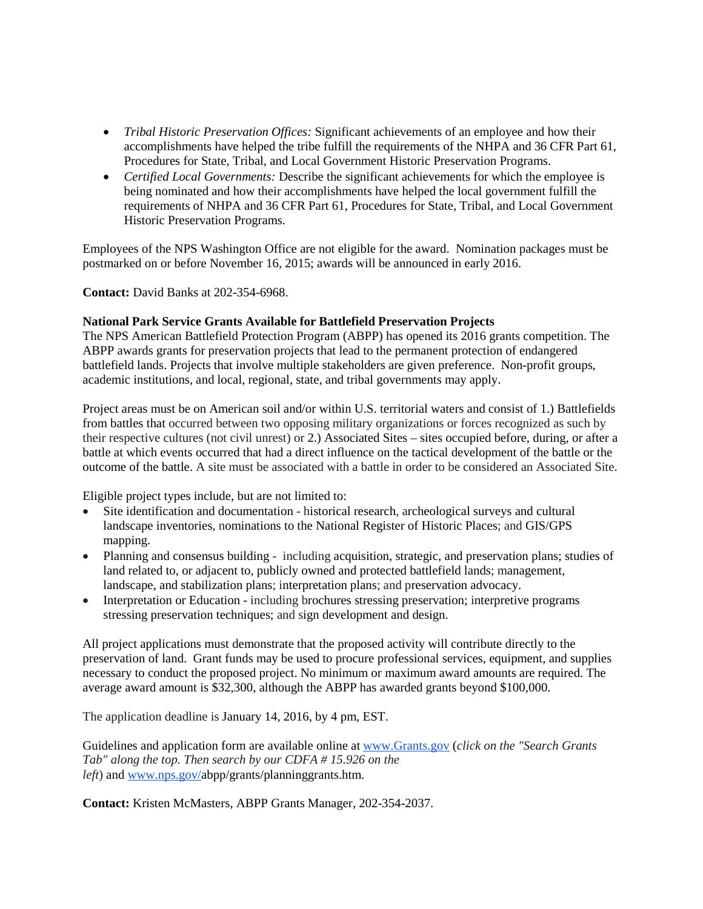- *Tribal Historic Preservation Offices:* Significant achievements of an employee and how their accomplishments have helped the tribe fulfill the requirements of the NHPA and 36 CFR Part 61, Procedures for State, Tribal, and Local Government Historic Preservation Programs.
- *Certified Local Governments:* Describe the significant achievements for which the employee is being nominated and how their accomplishments have helped the local government fulfill the requirements of NHPA and 36 CFR Part 61, Procedures for State, Tribal, and Local Government Historic Preservation Programs.

Employees of the NPS Washington Office are not eligible for the award. Nomination packages must be postmarked on or before November 16, 2015; awards will be announced in early 2016.

**Contact:** David Banks at 202-354-6968.

**National Park Service Grants Available for Battlefield Preservation Projects**

The NPS American Battlefield Protection Program (ABPP) has opened its 2016 grants competition. The ABPP awards grants for preservation projects that lead to the permanent protection of endangered battlefield lands. Projects that involve multiple stakeholders are given preference. Non-profit groups, academic institutions, and local, regional, state, and tribal governments may apply.

Project areas must be on American soil and/or within U.S. territorial waters and consist of 1.) Battlefields from battles that occurred between two opposing military organizations or forces recognized as such by their respective cultures (not civil unrest) or 2.) Associated Sites – sites occupied before, during, or after a battle at which events occurred that had a direct influence on the tactical development of the battle or the outcome of the battle. A site must be associated with a battle in order to be considered an Associated Site.

Eligible project types include, but are not limited to:

- Site identification and documentation - historical research, archeological surveys and cultural landscape inventories, nominations to the National Register of Historic Places; and GIS/GPS mapping.
- Planning and consensus building - including acquisition, strategic, and preservation plans; studies of land related to, or adjacent to, publicly owned and protected battlefield lands; management, landscape, and stabilization plans; interpretation plans; and preservation advocacy.
- Interpretation or Education - including brochures stressing preservation; interpretive programs stressing preservation techniques; and sign development and design.

All project applications must demonstrate that the proposed activity will contribute directly to the preservation of land. Grant funds may be used to procure professional services, equipment, and supplies necessary to conduct the proposed project. No minimum or maximum award amounts are required. The average award amount is $32,300, although the ABPP has awarded grants beyond $100,000.

The application deadline is January 14, 2016, by 4 pm, EST.

Guidelines and application form are available online at [www.Grants.gov](http://www.Grants.gov) (*click on the "Search Grants Tab" along the top. Then search by our CDFA # 15.926 on the left*) and [www.nps.gov/](http://www.nps.gov/)abpp/grants/planninggrants.htm.

**Contact:** Kristen McMasters, ABPP Grants Manager, 202-354-2037.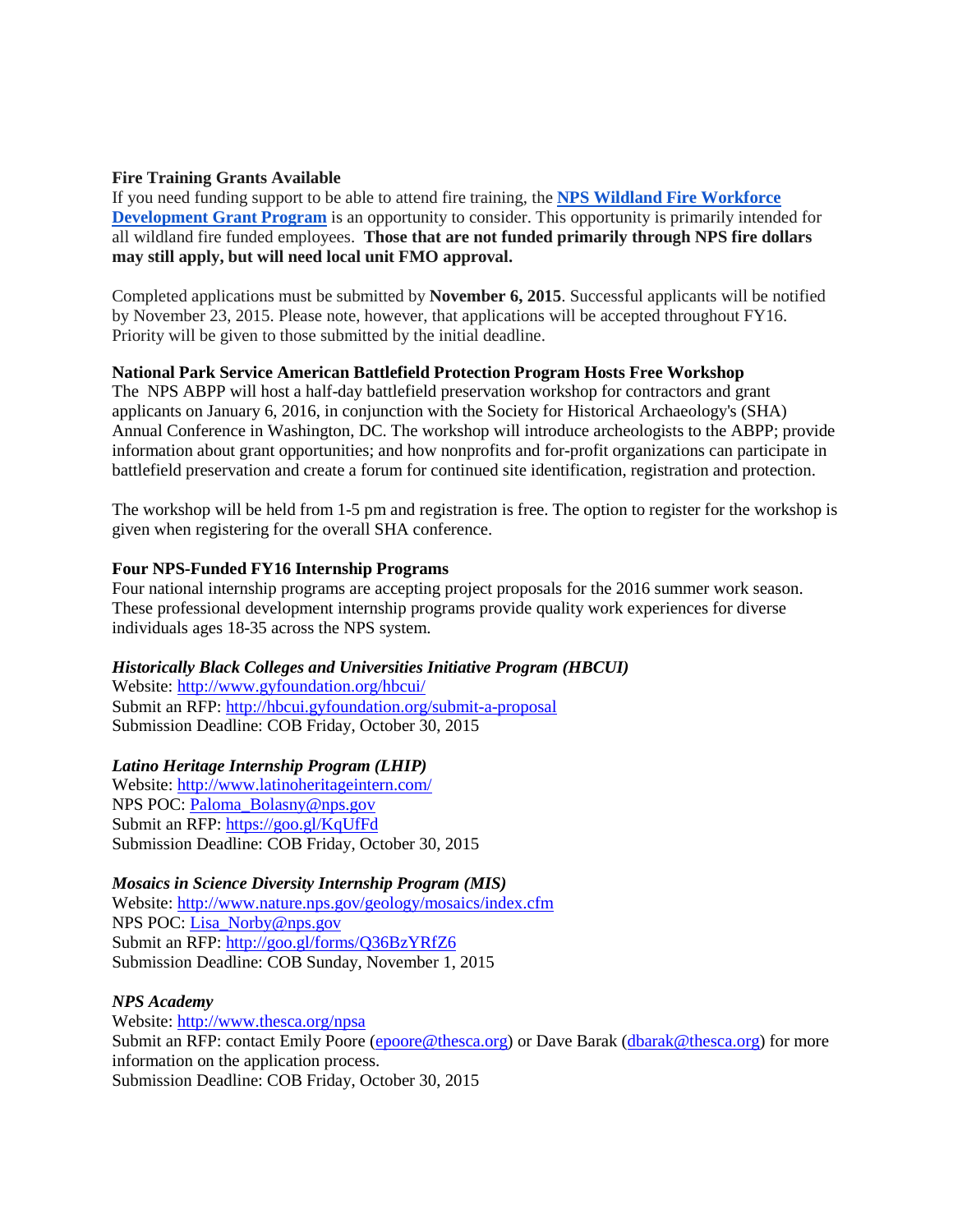**Fire Training Grants Available**

If you need funding support to be able to attend fire training, the **NPS Wildland Fire Workforce Development Grant Program** is an opportunity to consider. This opportunity is primarily intended for all wildland fire funded employees. **Those that are not funded primarily through NPS fire dollars may still apply, but will need local unit FMO approval.**

Completed applications must be submitted by **November 6, 2015**. Successful applicants will be notified by November 23, 2015. Please note, however, that applications will be accepted throughout FY16. Priority will be given to those submitted by the initial deadline.

**National Park Service American Battlefield Protection Program Hosts Free Workshop**

The NPS ABPP will host a half-day battlefield preservation workshop for contractors and grant applicants on January 6, 2016, in conjunction with the Society for Historical Archaeology's (SHA) Annual Conference in Washington, DC. The workshop will introduce archeologists to the ABPP; provide information about grant opportunities; and how nonprofits and for-profit organizations can participate in battlefield preservation and create a forum for continued site identification, registration and protection.

The workshop will be held from 1-5 pm and registration is free. The option to register for the workshop is given when registering for the overall SHA conference.

**Four NPS-Funded FY16 Internship Programs**

Four national internship programs are accepting project proposals for the 2016 summer work season. These professional development internship programs provide quality work experiences for diverse individuals ages 18-35 across the NPS system.

***Historically Black Colleges and Universities Initiative Program (HBCUI)***

Website: http://www.gyfoundation.org/hbcui/
Submit an RFP: http://hbcui.gyfoundation.org/submit-a-proposal
Submission Deadline: COB Friday, October 30, 2015

***Latino Heritage Internship Program (LHIP)***

Website: http://www.latinoheritageintern.com/
NPS POC: Paloma_Bolasny@nps.gov
Submit an RFP: https://goo.gl/KqUfFd
Submission Deadline: COB Friday, October 30, 2015

***Mosaics in Science Diversity Internship Program (MIS)***

Website: http://www.nature.nps.gov/geology/mosaics/index.cfm
NPS POC: Lisa_Norby@nps.gov
Submit an RFP: http://goo.gl/forms/Q36BzYRfZ6
Submission Deadline: COB Sunday, November 1, 2015

***NPS Academy***

Website: http://www.thesca.org/npsa
Submit an RFP: contact Emily Poore (epoore@thesca.org) or Dave Barak (dbarak@thesca.org) for more information on the application process.
Submission Deadline: COB Friday, October 30, 2015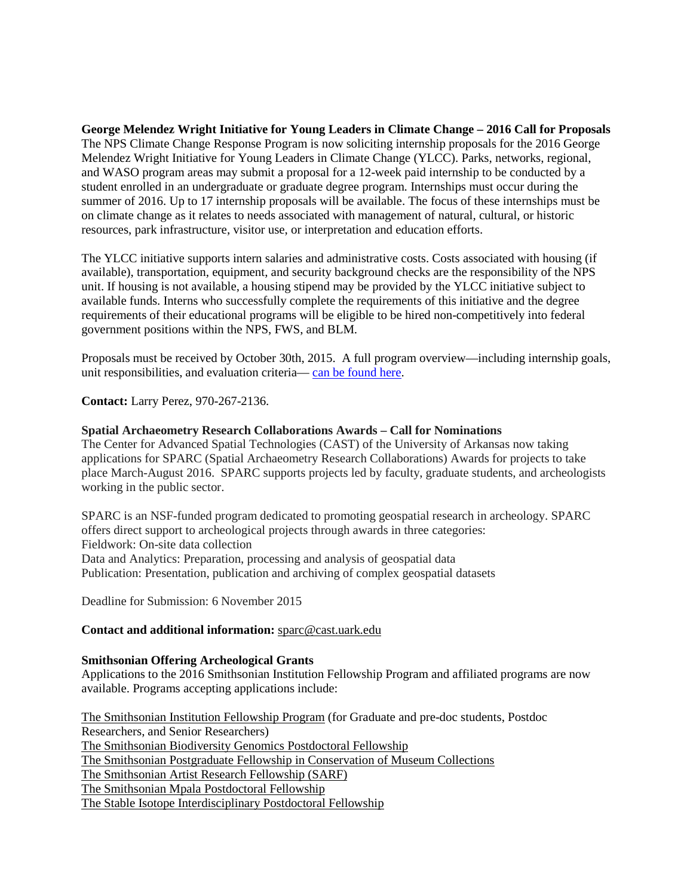**George Melendez Wright Initiative for Young Leaders in Climate Change – 2016 Call for Proposals**
The NPS Climate Change Response Program is now soliciting internship proposals for the 2016 George Melendez Wright Initiative for Young Leaders in Climate Change (YLCC). Parks, networks, regional, and WASO program areas may submit a proposal for a 12-week paid internship to be conducted by a student enrolled in an undergraduate or graduate degree program. Internships must occur during the summer of 2016. Up to 17 internship proposals will be available. The focus of these internships must be on climate change as it relates to needs associated with management of natural, cultural, or historic resources, park infrastructure, visitor use, or interpretation and education efforts.

The YLCC initiative supports intern salaries and administrative costs. Costs associated with housing (if available), transportation, equipment, and security background checks are the responsibility of the NPS unit. If housing is not available, a housing stipend may be provided by the YLCC initiative subject to available funds. Interns who successfully complete the requirements of this initiative and the degree requirements of their educational programs will be eligible to be hired non-competitively into federal government positions within the NPS, FWS, and BLM.

Proposals must be received by October 30th, 2015. A full program overview—including internship goals, unit responsibilities, and evaluation criteria— can be found here.

**Contact:** Larry Perez, 970-267-2136.

**Spatial Archaeometry Research Collaborations Awards – Call for Nominations**
The Center for Advanced Spatial Technologies (CAST) of the University of Arkansas now taking applications for SPARC (Spatial Archaeometry Research Collaborations) Awards for projects to take place March-August 2016. SPARC supports projects led by faculty, graduate students, and archeologists working in the public sector.

SPARC is an NSF-funded program dedicated to promoting geospatial research in archeology. SPARC offers direct support to archeological projects through awards in three categories:
Fieldwork: On-site data collection
Data and Analytics: Preparation, processing and analysis of geospatial data
Publication: Presentation, publication and archiving of complex geospatial datasets

Deadline for Submission: 6 November 2015

**Contact and additional information:** sparc@cast.uark.edu

**Smithsonian Offering Archeological Grants**
Applications to the 2016 Smithsonian Institution Fellowship Program and affiliated programs are now available. Programs accepting applications include:

The Smithsonian Institution Fellowship Program (for Graduate and pre-doc students, Postdoc Researchers, and Senior Researchers)
The Smithsonian Biodiversity Genomics Postdoctoral Fellowship
The Smithsonian Postgraduate Fellowship in Conservation of Museum Collections
The Smithsonian Artist Research Fellowship (SARF)
The Smithsonian Mpala Postdoctoral Fellowship
The Stable Isotope Interdisciplinary Postdoctoral Fellowship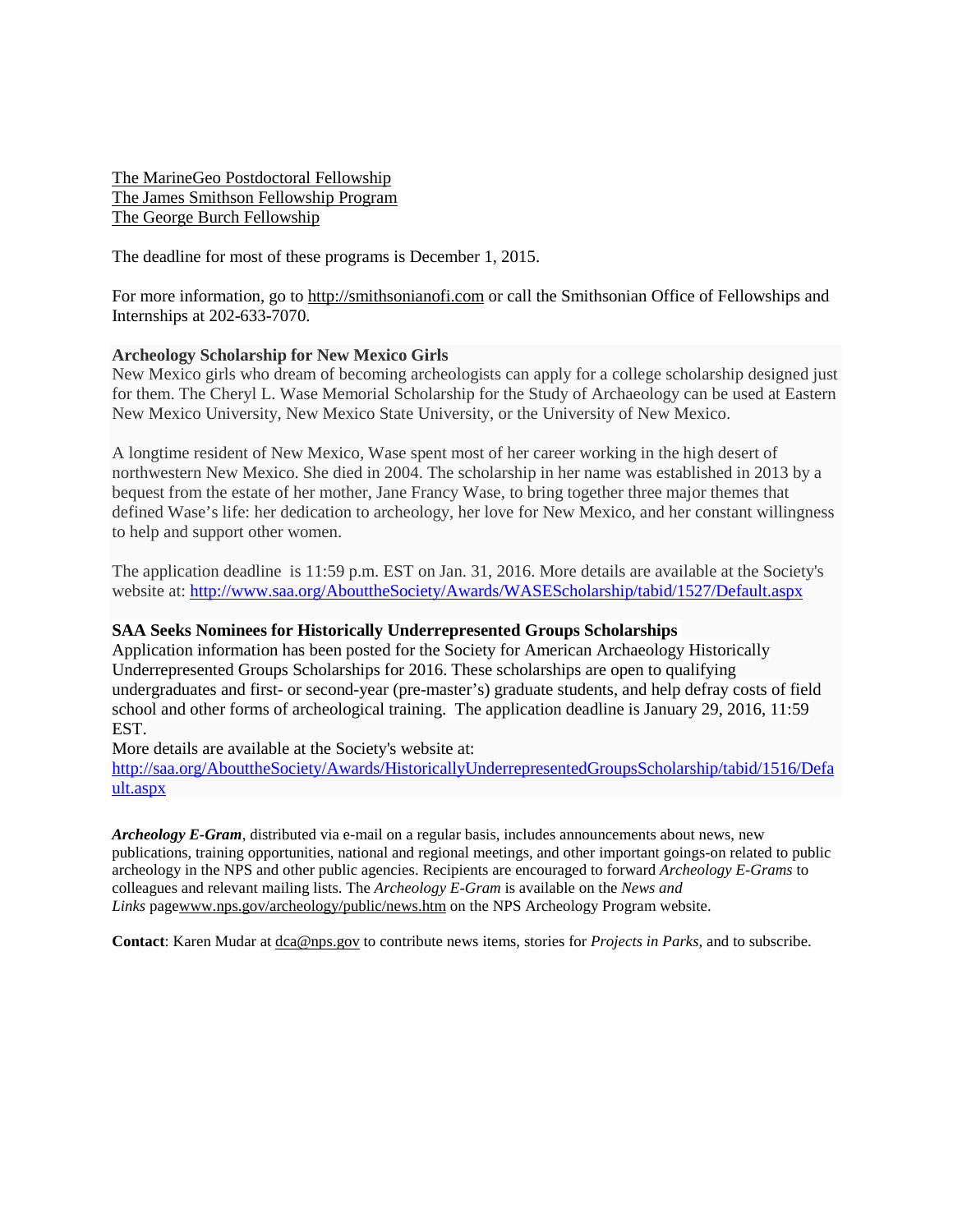The MarineGeo Postdoctoral Fellowship
The James Smithson Fellowship Program
The George Burch Fellowship

The deadline for most of these programs is December 1, 2015.

For more information, go to http://smithsonianofi.com or call the Smithsonian Office of Fellowships and Internships at 202-633-7070.

**Archeology Scholarship for New Mexico Girls**
New Mexico girls who dream of becoming archeologists can apply for a college scholarship designed just for them. The Cheryl L. Wase Memorial Scholarship for the Study of Archaeology can be used at Eastern New Mexico University, New Mexico State University, or the University of New Mexico.

A longtime resident of New Mexico, Wase spent most of her career working in the high desert of northwestern New Mexico. She died in 2004. The scholarship in her name was established in 2013 by a bequest from the estate of her mother, Jane Francy Wase, to bring together three major themes that defined Wase's life: her dedication to archeology, her love for New Mexico, and her constant willingness to help and support other women.

The application deadline is 11:59 p.m. EST on Jan. 31, 2016. More details are available at the Society's website at: http://www.saa.org/AbouttheSociety/Awards/WASEScholarship/tabid/1527/Default.aspx

**SAA Seeks Nominees for Historically Underrepresented Groups Scholarships**
Application information has been posted for the Society for American Archaeology Historically Underrepresented Groups Scholarships for 2016. These scholarships are open to qualifying undergraduates and first- or second-year (pre-master's) graduate students, and help defray costs of field school and other forms of archeological training. The application deadline is January 29, 2016, 11:59 EST.
More details are available at the Society's website at:
http://saa.org/AbouttheSociety/Awards/HistoricallyUnderrepresentedGroupsScholarship/tabid/1516/Default.aspx

***Archeology E-Gram***, distributed via e-mail on a regular basis, includes announcements about news, new publications, training opportunities, national and regional meetings, and other important goings-on related to public archeology in the NPS and other public agencies. Recipients are encouraged to forward *Archeology E-Grams* to colleagues and relevant mailing lists. The *Archeology E-Gram* is available on the *News and Links* pagewww.nps.gov/archeology/public/news.htm on the NPS Archeology Program website.

**Contact**: Karen Mudar at dca@nps.gov to contribute news items, stories for *Projects in Parks*, and to subscribe.